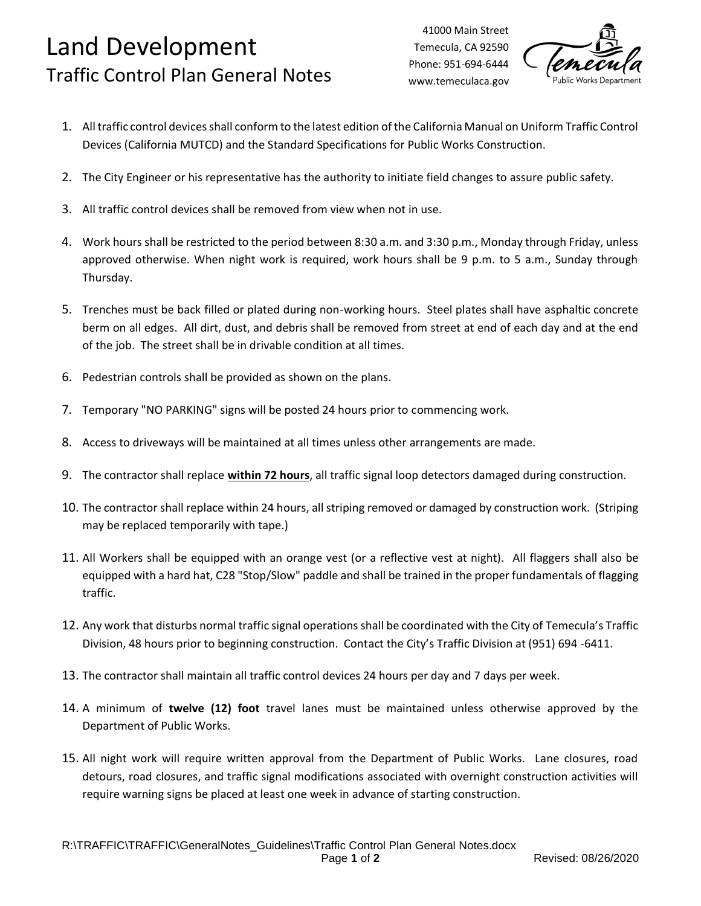# Land Development

## Traffic Control Plan General Notes

41000 Main Street
Temecula, CA 92590
Phone: 951-694-6444
www.temeculaca.gov

1. All traffic control devices shall conform to the latest edition of the California Manual on Uniform Traffic Control Devices (California MUTCD) and the Standard Specifications for Public Works Construction.
2. The City Engineer or his representative has the authority to initiate field changes to assure public safety.
3. All traffic control devices shall be removed from view when not in use.
4. Work hours shall be restricted to the period between 8:30 a.m. and 3:30 p.m., Monday through Friday, unless approved otherwise. When night work is required, work hours shall be 9 p.m. to 5 a.m., Sunday through Thursday.
5. Trenches must be back filled or plated during non-working hours. Steel plates shall have asphaltic concrete berm on all edges. All dirt, dust, and debris shall be removed from street at end of each day and at the end of the job. The street shall be in drivable condition at all times.
6. Pedestrian controls shall be provided as shown on the plans.
7. Temporary "NO PARKING" signs will be posted 24 hours prior to commencing work.
8. Access to driveways will be maintained at all times unless other arrangements are made.
9. The contractor shall replace **within 72 hours**, all traffic signal loop detectors damaged during construction.
10. The contractor shall replace within 24 hours, all striping removed or damaged by construction work. (Striping may be replaced temporarily with tape.)
11. All Workers shall be equipped with an orange vest (or a reflective vest at night). All flaggers shall also be equipped with a hard hat, C28 "Stop/Slow" paddle and shall be trained in the proper fundamentals of flagging traffic.
12. Any work that disturbs normal traffic signal operations shall be coordinated with the City of Temecula's Traffic Division, 48 hours prior to beginning construction. Contact the City's Traffic Division at (951) 694 -6411.
13. The contractor shall maintain all traffic control devices 24 hours per day and 7 days per week.
14. A minimum of **twelve (12) foot** travel lanes must be maintained unless otherwise approved by the Department of Public Works.
15. All night work will require written approval from the Department of Public Works. Lane closures, road detours, road closures, and traffic signal modifications associated with overnight construction activities will require warning signs be placed at least one week in advance of starting construction.

R:\TRAFFIC\TRAFFIC\GeneralNotes_Guidelines\Traffic Control Plan General Notes.docx
Revised: 08/26/2020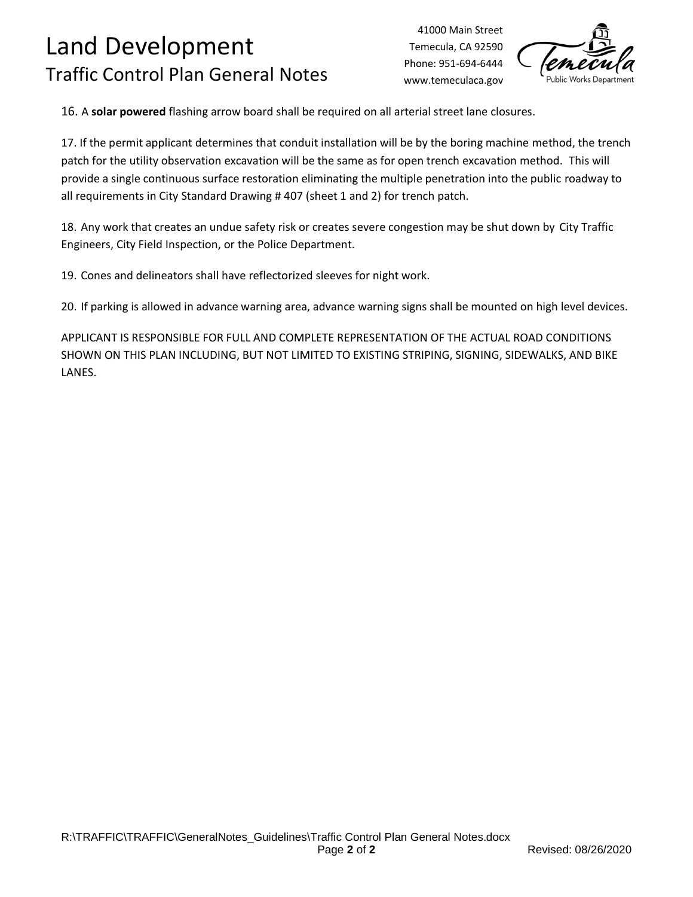# Land Development

## Traffic Control Plan General Notes

41000 Main Street
Temecula, CA 92590
Phone: 951-694-6444
www.temeculaca.gov

16. A **solar powered** flashing arrow board shall be required on all arterial street lane closures.

17. If the permit applicant determines that conduit installation will be by the boring machine method, the trench patch for the utility observation excavation will be the same as for open trench excavation method. This will provide a single continuous surface restoration eliminating the multiple penetration into the public roadway to all requirements in City Standard Drawing # 407 (sheet 1 and 2) for trench patch.

18. Any work that creates an undue safety risk or creates severe congestion may be shut down by City Traffic Engineers, City Field Inspection, or the Police Department.

19. Cones and delineators shall have reflectorized sleeves for night work.

20. If parking is allowed in advance warning area, advance warning signs shall be mounted on high level devices.

APPLICANT IS RESPONSIBLE FOR FULL AND COMPLETE REPRESENTATION OF THE ACTUAL ROAD CONDITIONS SHOWN ON THIS PLAN INCLUDING, BUT NOT LIMITED TO EXISTING STRIPING, SIGNING, SIDEWALKS, AND BIKE LANES.